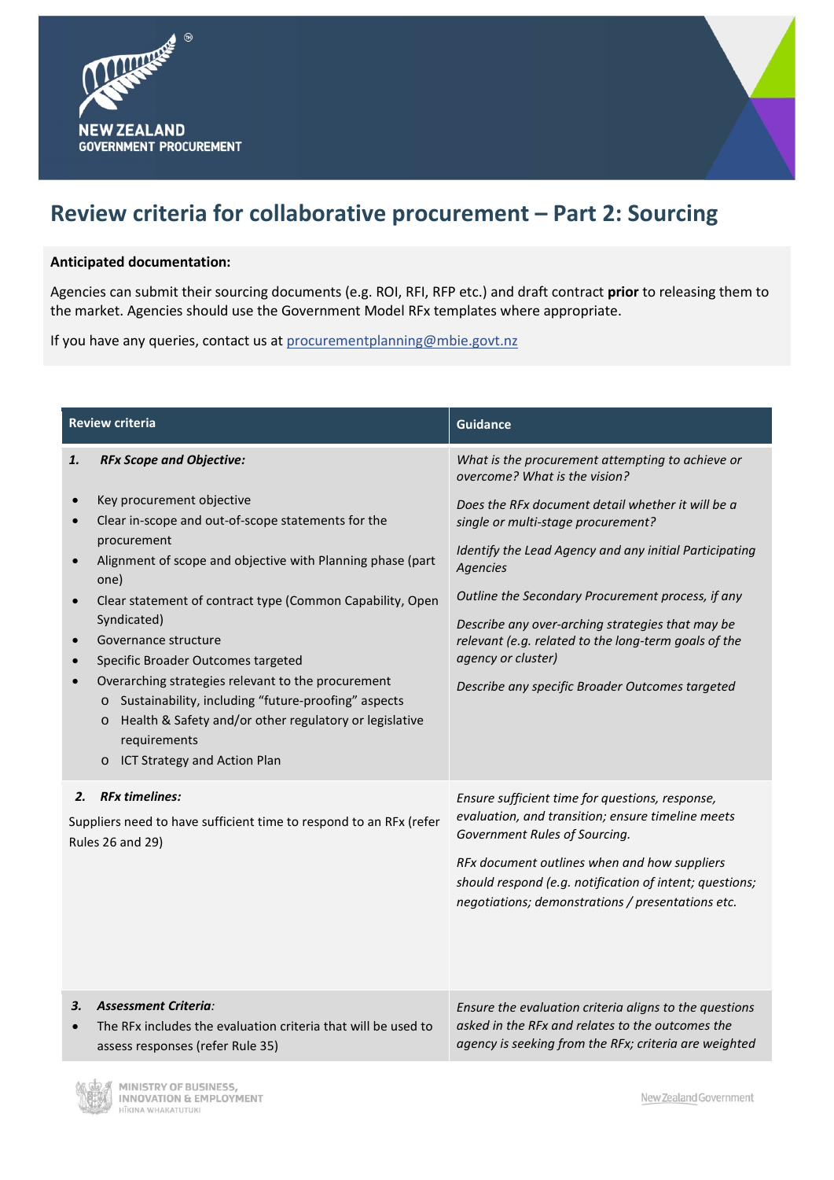# Review criteria for collaborative procurement – Part 2: Sourcing

**Anticipated documentation:**

Agencies can submit their sourcing documents (e.g. ROI, RFI, RFP etc.) and draft contract **prior** to releasing them to the market. Agencies should use the Government Model RFx templates where appropriate.

If you have any queries, contact us at procurementplanning@mbie.govt.nz

| Review criteria | Guidance |
|---|---|
| ***1. RFx Scope and Objective:***<br>• Key procurement objective<br>• Clear in-scope and out-of-scope statements for the procurement<br>• Alignment of scope and objective with Planning phase (part one)<br>• Clear statement of contract type (Common Capability, Open Syndicated)<br>• Governance structure<br>• Specific Broader Outcomes targeted<br>• Overarching strategies relevant to the procurement<br>  o Sustainability, including "future-proofing" aspects<br>  o Health & Safety and/or other regulatory or legislative requirements<br>  o ICT Strategy and Action Plan | *What is the procurement attempting to achieve or overcome? What is the vision?*<br>*Does the RFx document detail whether it will be a single or multi-stage procurement?*<br>*Identify the Lead Agency and any initial Participating Agencies*<br>*Outline the Secondary Procurement process, if any*<br>*Describe any over-arching strategies that may be relevant (e.g. related to the long-term goals of the agency or cluster)*<br>*Describe any specific Broader Outcomes targeted* |
| ***2. RFx timelines:***<br>Suppliers need to have sufficient time to respond to an RFx (refer Rules 26 and 29) | *Ensure sufficient time for questions, response, evaluation, and transition; ensure timeline meets Government Rules of Sourcing.*<br>*RFx document outlines when and how suppliers should respond (e.g. notification of intent; questions; negotiations; demonstrations / presentations etc.* |
| ***3. Assessment Criteria:***<br>• The RFx includes the evaluation criteria that will be used to assess responses (refer Rule 35) | *Ensure the evaluation criteria aligns to the questions asked in the RFx and relates to the outcomes the agency is seeking from the RFx; criteria are weighted* |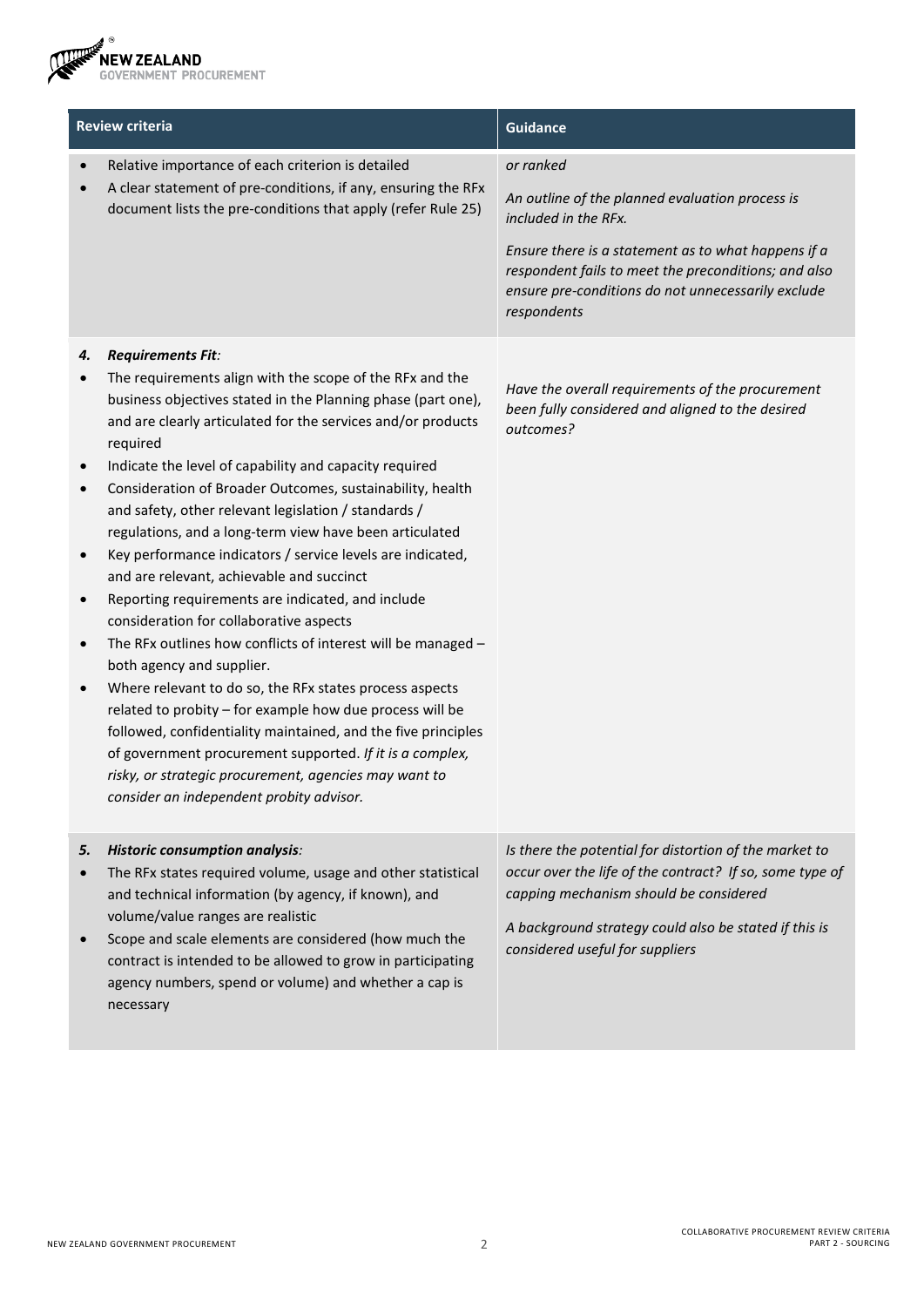| Review criteria | Guidance |
| --- | --- |
| • Relative importance of each criterion is detailed<br>• A clear statement of pre-conditions, if any, ensuring the RFx document lists the pre-conditions that apply (refer Rule 25) | *or ranked*<br><br>*An outline of the planned evaluation process is included in the RFx.*<br><br>*Ensure there is a statement as to what happens if a respondent fails to meet the preconditions; and also ensure pre-conditions do not unnecessarily exclude respondents* |
| ***4. Requirements Fit:***<br>• The requirements align with the scope of the RFx and the business objectives stated in the Planning phase (part one), and are clearly articulated for the services and/or products required<br>• Indicate the level of capability and capacity required<br>• Consideration of Broader Outcomes, sustainability, health and safety, other relevant legislation / standards / regulations, and a long-term view have been articulated<br>• Key performance indicators / service levels are indicated, and are relevant, achievable and succinct<br>• Reporting requirements are indicated, and include consideration for collaborative aspects<br>• The RFx outlines how conflicts of interest will be managed – both agency and supplier.<br>• Where relevant to do so, the RFx states process aspects related to probity – for example how due process will be followed, confidentiality maintained, and the five principles of government procurement supported. *If it is a complex, risky, or strategic procurement, agencies may want to consider an independent probity advisor.* | *Have the overall requirements of the procurement been fully considered and aligned to the desired outcomes?* |
| ***5. Historic consumption analysis:***<br>• The RFx states required volume, usage and other statistical and technical information (by agency, if known), and volume/value ranges are realistic<br>• Scope and scale elements are considered (how much the contract is intended to be allowed to grow in participating agency numbers, spend or volume) and whether a cap is necessary | *Is there the potential for distortion of the market to occur over the life of the contract? If so, some type of capping mechanism should be considered*<br><br>*A background strategy could also be stated if this is considered useful for suppliers* |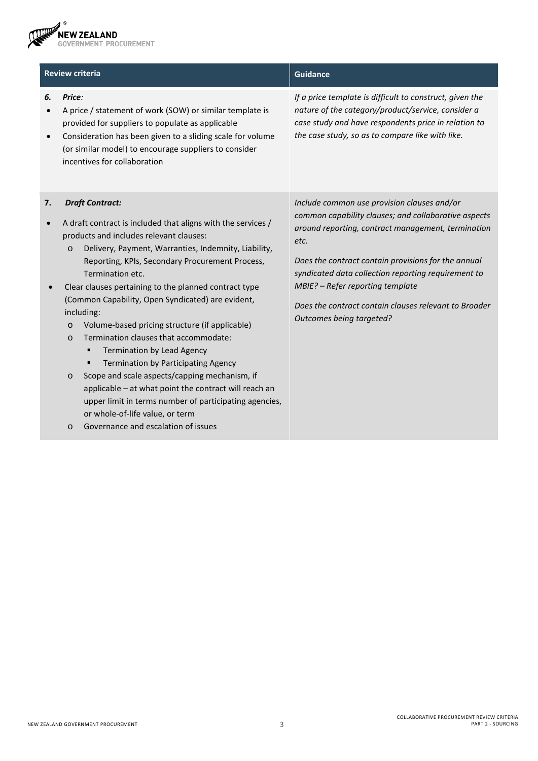| Review criteria | Guidance |
|---|---|
| ***6. Price*:**<br>• A price / statement of work (SOW) or similar template is provided for suppliers to populate as applicable<br>• Consideration has been given to a sliding scale for volume (or similar model) to encourage suppliers to consider incentives for collaboration | *If a price template is difficult to construct, given the nature of the category/product/service, consider a case study and have respondents price in relation to the case study, so as to compare like with like.* |
| **7. *Draft Contract:***<br>• A draft contract is included that aligns with the services / products and includes relevant clauses:<br>&nbsp;&nbsp;o Delivery, Payment, Warranties, Indemnity, Liability, Reporting, KPIs, Secondary Procurement Process, Termination etc.<br>• Clear clauses pertaining to the planned contract type (Common Capability, Open Syndicated) are evident, including:<br>&nbsp;&nbsp;o Volume-based pricing structure (if applicable)<br>&nbsp;&nbsp;o Termination clauses that accommodate:<br>&nbsp;&nbsp;&nbsp;&nbsp;▪ Termination by Lead Agency<br>&nbsp;&nbsp;&nbsp;&nbsp;▪ Termination by Participating Agency<br>&nbsp;&nbsp;o Scope and scale aspects/capping mechanism, if applicable – at what point the contract will reach an upper limit in terms number of participating agencies, or whole-of-life value, or term<br>&nbsp;&nbsp;o Governance and escalation of issues | *Include common use provision clauses and/or common capability clauses; and collaborative aspects around reporting, contract management, termination etc.*<br><br>*Does the contract contain provisions for the annual syndicated data collection reporting requirement to MBIE? – Refer reporting template*<br><br>*Does the contract contain clauses relevant to Broader Outcomes being targeted?* |